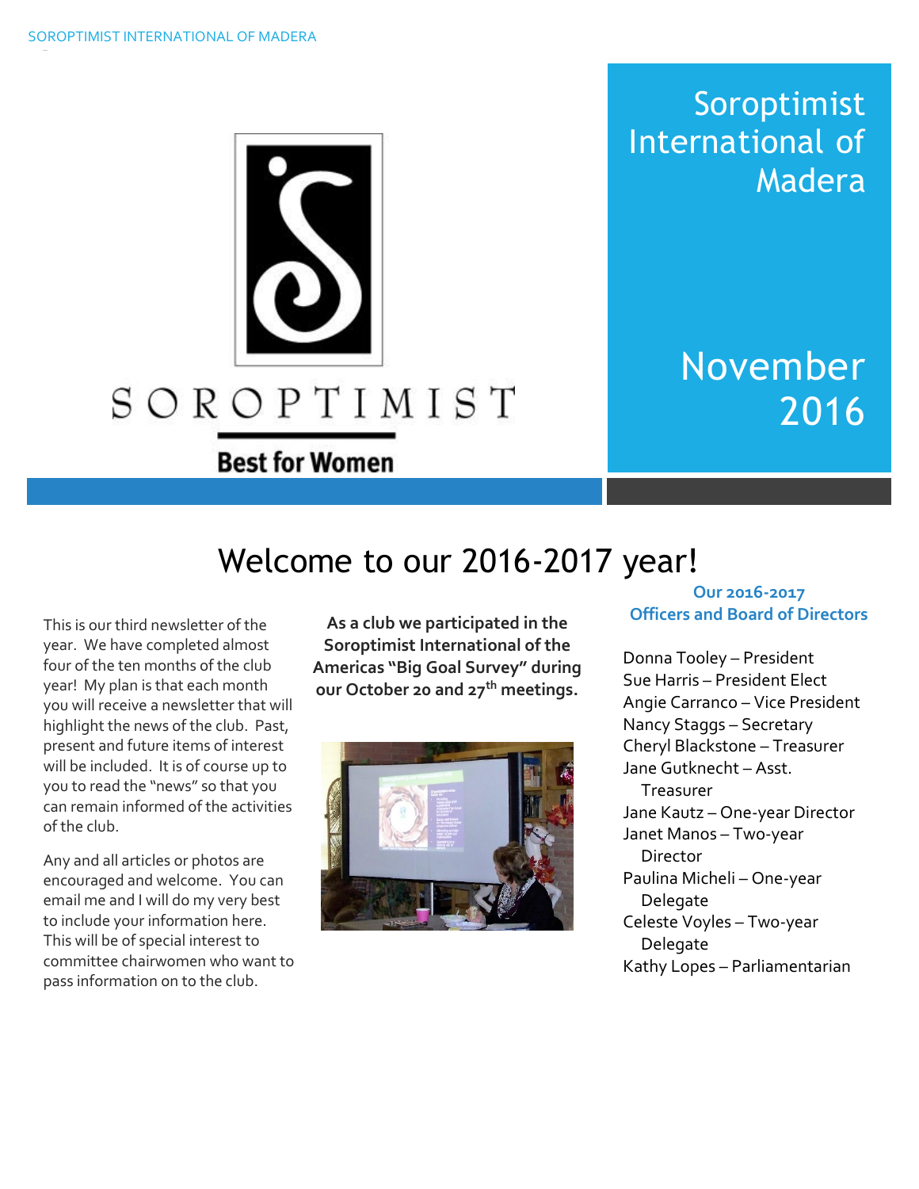# Soroptimist International of Madera

November 2016

SOROPTIMIST

Best for Women

## Welcome to our 2016-2017 year!

This is our third newsletter of the year. We have completed almost four of the ten months of the club year! My plan is that each month you will receive a newsletter that will highlight the news of the club. Past, present and future items of interest will be included. It is of course up to you to read the "news" so that you can remain informed of the activities of the club.

Any and all articles or photos are encouraged and welcome. You can email me and I will do my very best to include your information here. This will be of special interest to committee chairwomen who want to pass information on to the club.

**As a club we participated in the Soroptimist International of the Americas "Big Goal Survey" during our October 20 and 27th meetings.**

### Our 2016-2017 Officers and Board of Directors

- Donna Tooley – President
- Sue Harris – President Elect
- Angie Carranco – Vice President
- Nancy Staggs – Secretary
- Cheryl Blackstone – Treasurer
- Jane Gutknecht – Asst. Treasurer
- Jane Kautz – One-year Director
- Janet Manos – Two-year Director
- Paulina Micheli – One-year Delegate
- Celeste Voyles – Two-year Delegate
- Kathy Lopes – Parliamentarian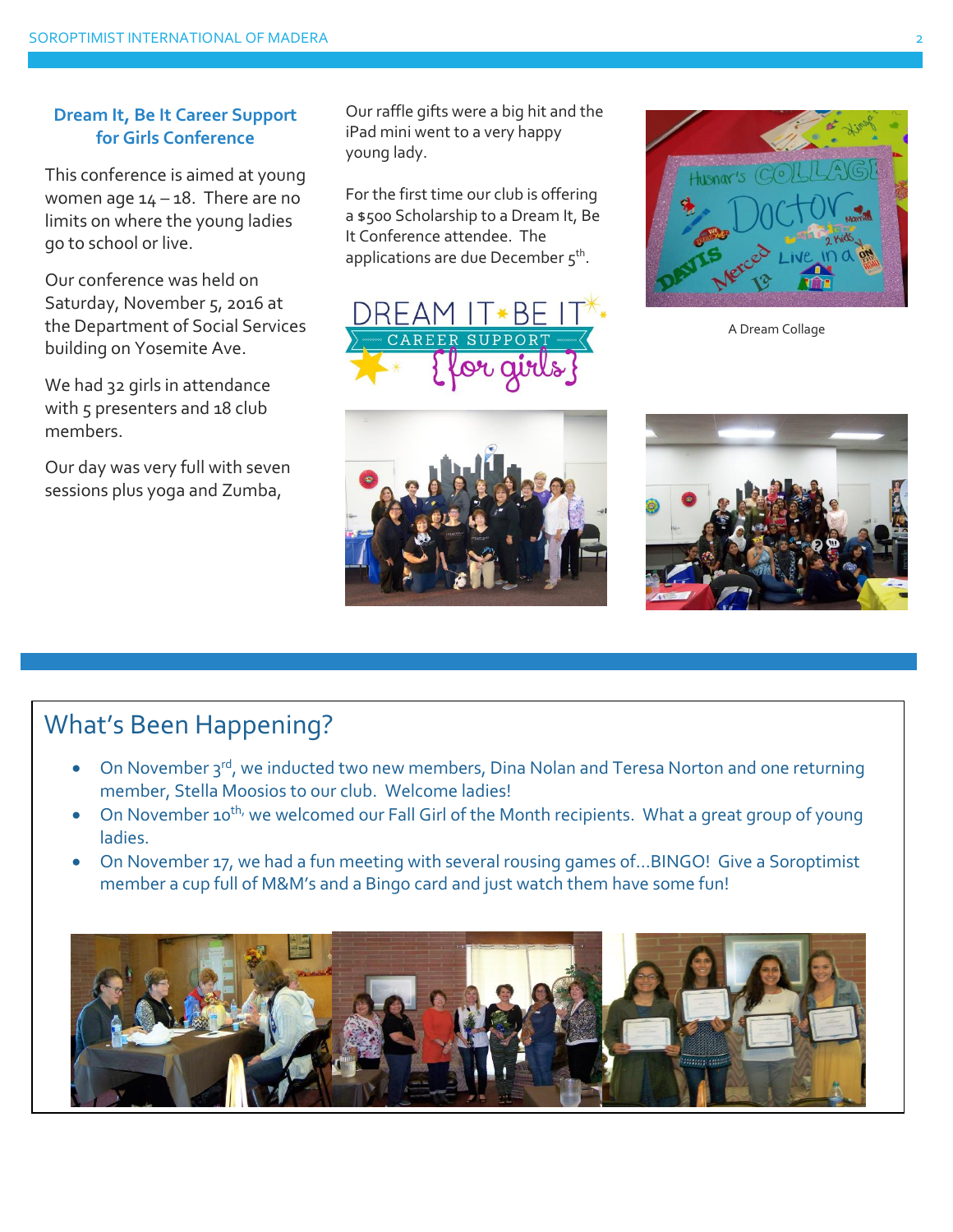## Dream It, Be It Career Support for Girls Conference

This conference is aimed at young women age 14 – 18. There are no limits on where the young ladies go to school or live.

Our conference was held on Saturday, November 5, 2016 at the Department of Social Services building on Yosemite Ave.

We had 32 girls in attendance with 5 presenters and 18 club members.

Our day was very full with seven sessions plus yoga and Zumba, Our raffle gifts were a big hit and the iPad mini went to a very happy young lady.

For the first time our club is offering a $500 Scholarship to a Dream It, Be It Conference attendee. The applications are due December 5th.

A Dream Collage

## What's Been Happening?

- On November 3rd, we inducted two new members, Dina Nolan and Teresa Norton and one returning member, Stella Moosios to our club. Welcome ladies!
- On November 10th, we welcomed our Fall Girl of the Month recipients. What a great group of young ladies.
- On November 17, we had a fun meeting with several rousing games of...BINGO! Give a Soroptimist member a cup full of M&M's and a Bingo card and just watch them have some fun!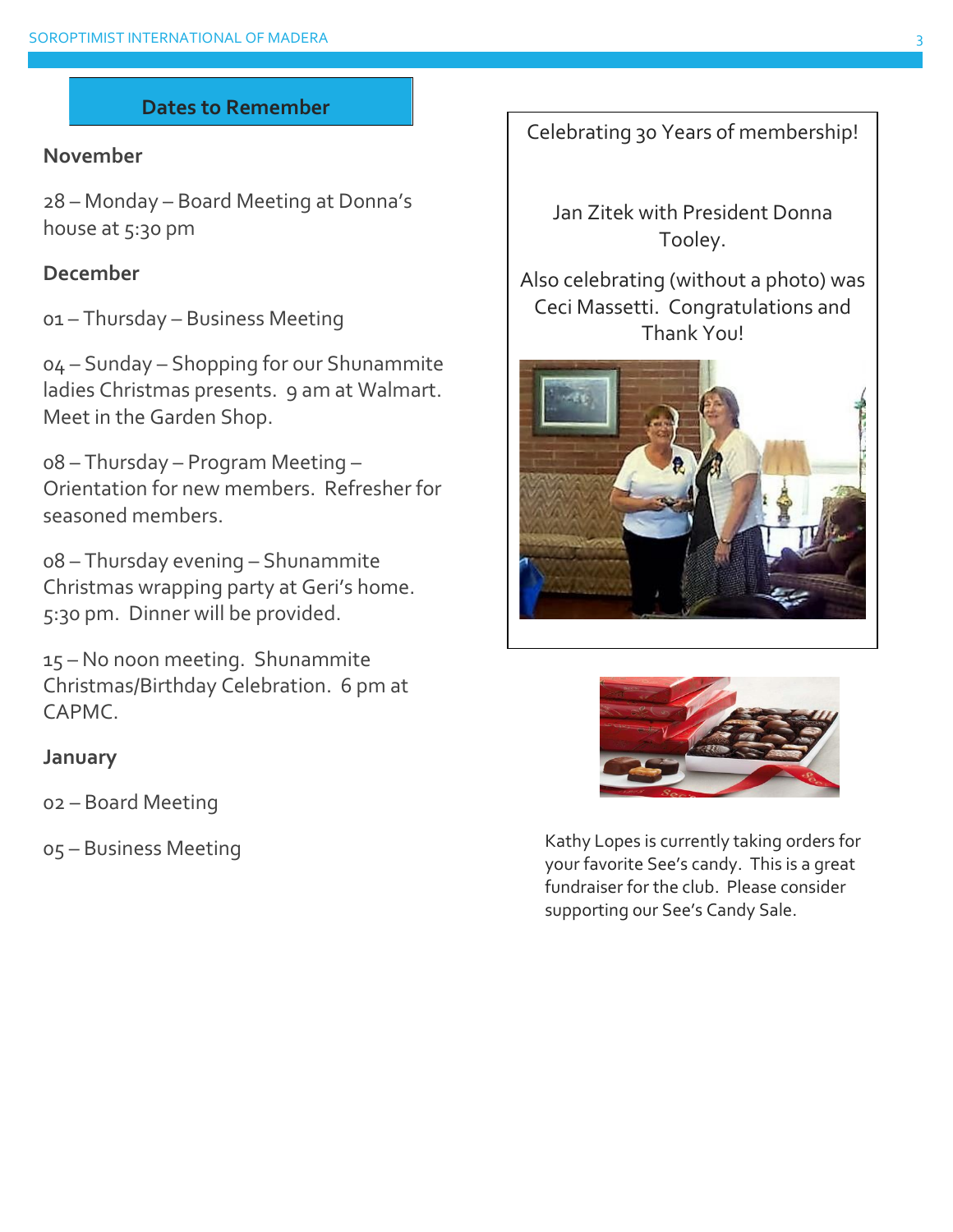## Dates to Remember

**November**

28 – Monday – Board Meeting at Donna's house at 5:30 pm

**December**

01 – Thursday – Business Meeting

04 – Sunday – Shopping for our Shunammite ladies Christmas presents. 9 am at Walmart. Meet in the Garden Shop.

08 – Thursday – Program Meeting – Orientation for new members. Refresher for seasoned members.

08 – Thursday evening – Shunammite Christmas wrapping party at Geri's home. 5:30 pm. Dinner will be provided.

15 – No noon meeting. Shunammite Christmas/Birthday Celebration. 6 pm at CAPMC.

**January**

02 – Board Meeting

05 – Business Meeting

Celebrating 30 Years of membership!

Jan Zitek with President Donna Tooley.

Also celebrating (without a photo) was Ceci Massetti. Congratulations and Thank You!

Kathy Lopes is currently taking orders for your favorite See's candy. This is a great fundraiser for the club. Please consider supporting our See's Candy Sale.